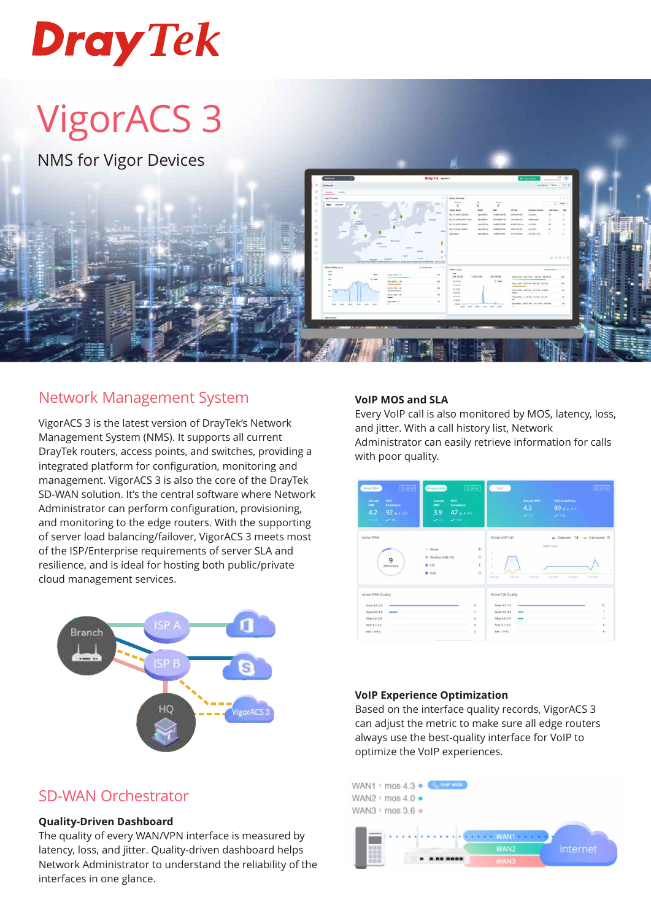# VigorACS 3

NMS for Vigor Devices

## Network Management System

VigorACS 3 is the latest version of DrayTek's Network Management System (NMS). It supports all current DrayTek routers, access points, and switches, providing a integrated platform for configuration, monitoring and management. VigorACS 3 is also the core of the DrayTek SD-WAN solution. It's the central software where Network Administrator can perform configuration, provisioning, and monitoring to the edge routers. With the supporting of load balancing/failover, VigorACS 3 meets most of the ISP/Enterprise requirements of server SLA and resilience, and is ideal for hosting both public/private cloud management services.

## SD-WAN Orchestrator

### Quality-Driven Dashboard

The quality of every WAN/VPN interface is measured by latency, loss, and jitter. Quality-driven dashboard helps Network Administrator to understand the reliability of the interfaces in one glance.

### VoIP MOS and SLA

Every VoIP call is also monitored by MOS, latency, loss, and jitter. With a call history list, Network Administrator can easily retrieve information for calls with poor quality.

### VoIP Experience Optimization

Based on the interface quality records, VigorACS 3 can adjust the metric to make sure all edge routers always use the best-quality interface for VoIP to optimize the VoIP experiences.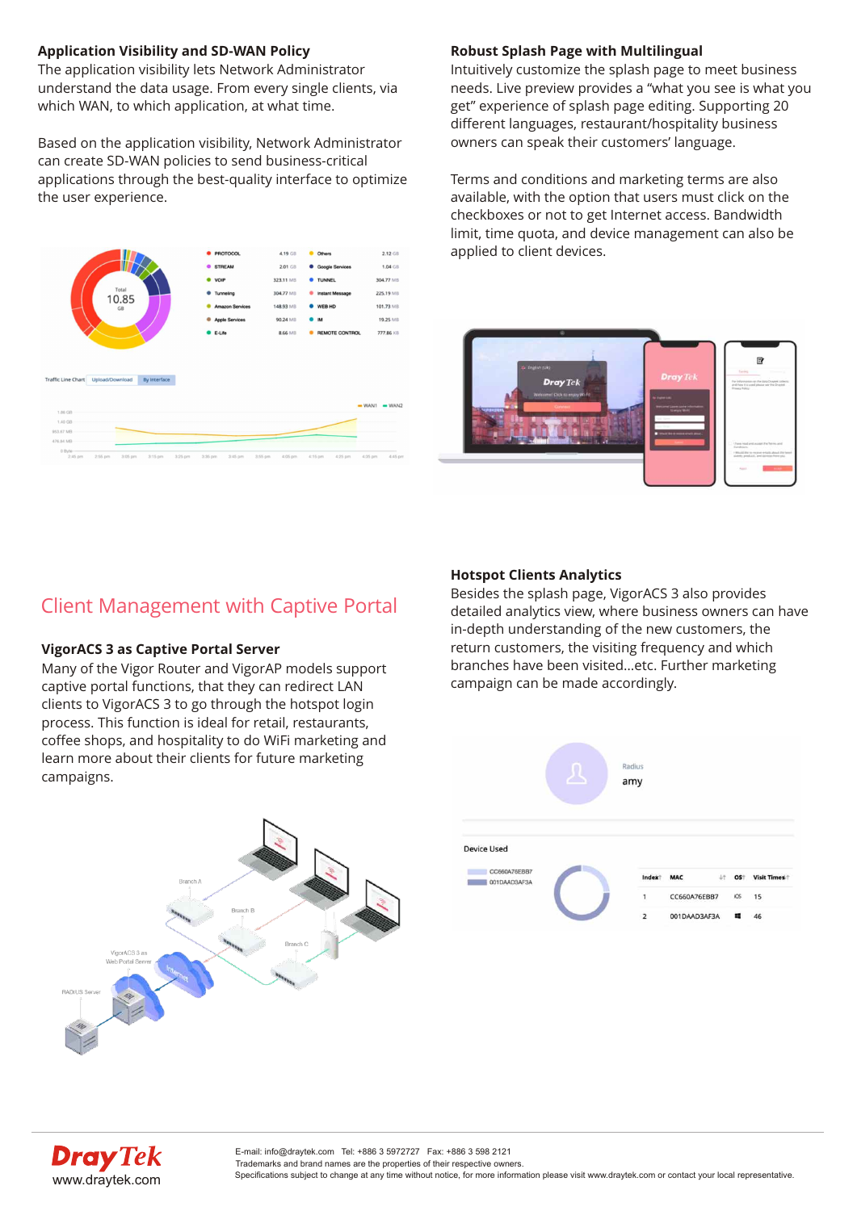### Application Visibility and SD-WAN Policy

The application visibility lets Network Administrator understand the data usage. From every single clients, via which WAN, to which application, at what time.

Based on the application visibility, Network Administrator can create SD-WAN policies to send business-critical applications through the best-quality interface to optimize the user experience.

Total
10.85
GB

PROTOCOL 4.19 GB
STREAM 2.01 GB
VOIP 323.11 MB
Tunneling 304.77 MB
Amazon Services 148.93 MB
Apple Services 90.24 MB
E-Life 8.66 MB
Others 2.12 GB
Google Services 1.04 GB
TUNNEL 304.77 MB
Instant Message 225.19 MB
WEB HD 101.73 MB
IM 19.25 MB
REMOTE CONTROL 777.86 KB

Traffic Line Chart Upload/Download By Interface

WAN1 WAN2

1.86 GB
1.40 GB
953.67 MB
476.84 MB
0 Byte

### Robust Splash Page with Multilingual

Intuitively customize the splash page to meet business needs. Live preview provides a "what you see is what you get" experience of splash page editing. Supporting 20 different languages, restaurant/hospitality business owners can speak their customers' language.

Terms and conditions and marketing terms are also available, with the option that users must click on the checkboxes or not to get Internet access. Bandwidth limit, time quota, and device management can also be applied to client devices.

## Client Management with Captive Portal

### VigorACS 3 as Captive Portal Server

Many of the Vigor Router and VigorAP models support captive portal functions, that they can redirect LAN clients to VigorACS 3 to go through the hotspot login process. This function is ideal for retail, restaurants, coffee shops, and hospitality to do WiFi marketing and learn more about their clients for future marketing campaigns.

Branch A
Branch B
Branch C
VigorACS 3 as Web Portal Server
Internet
RADIUS Server

### Hotspot Clients Analytics

Besides the splash page, VigorACS 3 also provides detailed analytics view, where business owners can have in-depth understanding of the new customers, the return customers, the visiting frequency and which branches have been visited...etc. Further marketing campaign can be made accordingly.

Radius
amy

Device Used

CC660A76EBB7
001DAAD3AF3A

| Index | MAC | OS | Visit Times |
|---|---|---|---|
| 1 | CC660A76EBB7 | iOS | 15 |
| 2 | 001DAAD3AF3A | | 46 |

www.draytek.com

E-mail: info@draytek.com Tel: +886 3 5972727 Fax: +886 3 598 2121
Trademarks and brand names are the properties of their respective owners.
Specifications subject to change at any time without notice, for more information please visit www.draytek.com or contact your local representative.